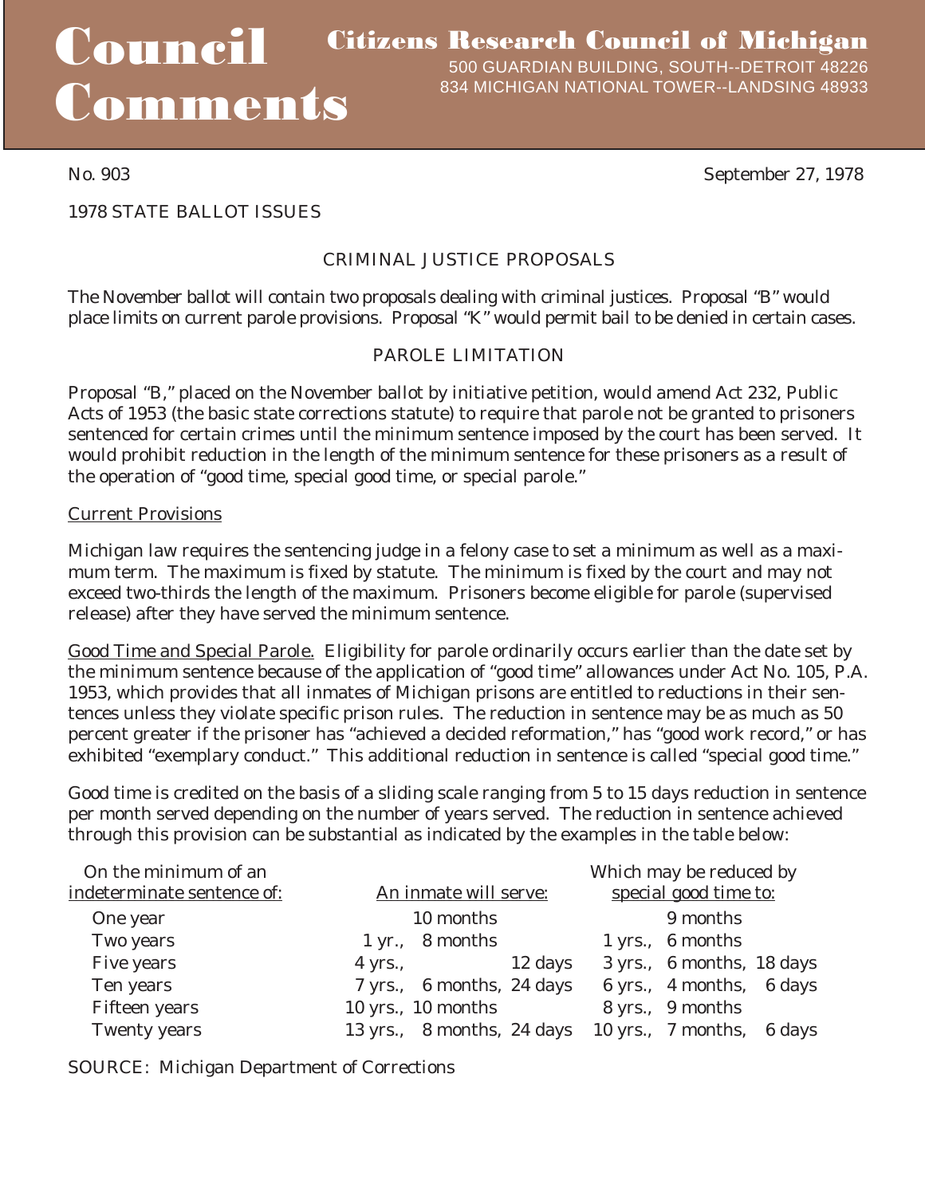# Council Comments

**Citizens Research Council of Michigan**

500 GUARDIAN BUILDING, SOUTH--DETROIT 48226
834 MICHIGAN NATIONAL TOWER--LANSDING 48933

No. 903 September 27, 1978

1978 STATE BALLOT ISSUES

## CRIMINAL JUSTICE PROPOSALS

The November ballot will contain two proposals dealing with criminal justices. Proposal "B" would place limits on current parole provisions. Proposal "K" would permit bail to be denied in certain cases.

### PAROLE LIMITATION

Proposal "B," placed on the November ballot by initiative petition, would amend Act 232, Public Acts of 1953 (the basic state corrections statute) to require that parole not be granted to prisoners sentenced for certain crimes until the minimum sentence imposed by the court has been served. It would prohibit reduction in the length of the minimum sentence for these prisoners as a result of the operation of "good time, special good time, or special parole."

Current Provisions

Michigan law requires the sentencing judge in a felony case to set a minimum as well as a maximum term. The maximum is fixed by statute. The minimum is fixed by the court and may not exceed two-thirds the length of the maximum. Prisoners become eligible for parole (supervised release) after they have served the minimum sentence.

Good Time and Special Parole. Eligibility for parole ordinarily occurs earlier than the date set by the minimum sentence because of the application of "good time" allowances under Act No. 105, P.A. 1953, which provides that all inmates of Michigan prisons are entitled to reductions in their sentences unless they violate specific prison rules. The reduction in sentence may be as much as 50 percent greater if the prisoner has "achieved a decided reformation," has "good work record," or has exhibited "exemplary conduct." This additional reduction in sentence is called "special good time."

Good time is credited on the basis of a sliding scale ranging from 5 to 15 days reduction in sentence per month served depending on the number of years served. The reduction in sentence achieved through this provision can be substantial as indicated by the examples in the table below:

| On the minimum of an indeterminate sentence of: | An inmate will serve: | Which may be reduced by special good time to: |
|---|---|---|
| One year | 10 months | 9 months |
| Two years | 1 yr., 8 months | 1 yrs., 6 months |
| Five years | 4 yrs., 12 days | 3 yrs., 6 months, 18 days |
| Ten years | 7 yrs., 6 months, 24 days | 6 yrs., 4 months, 6 days |
| Fifteen years | 10 yrs., 10 months | 8 yrs., 9 months |
| Twenty years | 13 yrs., 8 months, 24 days | 10 yrs., 7 months, 6 days |

SOURCE: Michigan Department of Corrections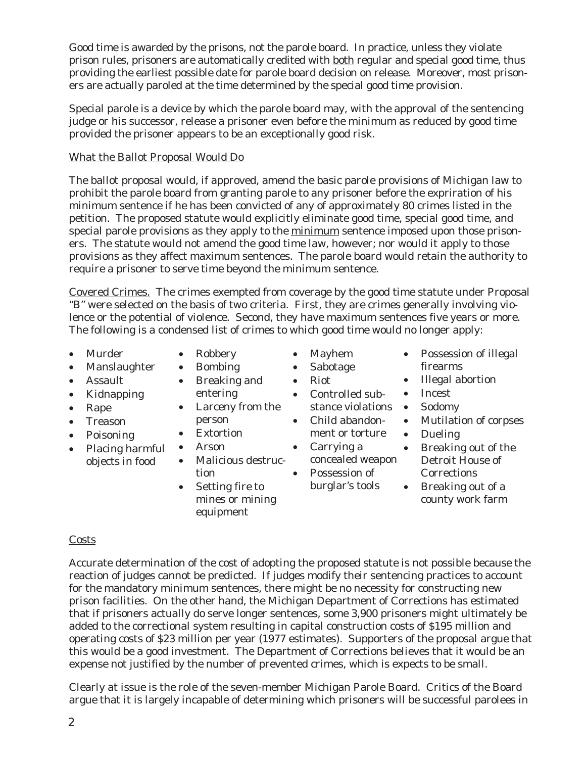Good time is awarded by the prisons, not the parole board. In practice, unless they violate prison rules, prisoners are automatically credited with both regular and special good time, thus providing the earliest possible date for parole board decision on release. Moreover, most prisoners are actually paroled at the time determined by the special good time provision.

Special parole is a device by which the parole board may, with the approval of the sentencing judge or his successor, release a prisoner even before the minimum as reduced by good time provided the prisoner appears to be an exceptionally good risk.

## What the Ballot Proposal Would Do

The ballot proposal would, if approved, amend the basic parole provisions of Michigan law to prohibit the parole board from granting parole to any prisoner before the expriration of his minimum sentence if he has been convicted of any of approximately 80 crimes listed in the petition. The proposed statute would explicitly eliminate good time, special good time, and special parole provisions as they apply to the minimum sentence imposed upon those prisoners. The statute would not amend the good time law, however; nor would it apply to those provisions as they affect maximum sentences. The parole board would retain the authority to require a prisoner to serve time beyond the minimum sentence.

Covered Crimes. The crimes exempted from coverage by the good time statute under Proposal "B" were selected on the basis of two criteria. First, they are crimes generally involving violence or the potential of violence. Second, they have maximum sentences five years or more. The following is a condensed list of crimes to which good time would no longer apply:

- Murder
- Manslaughter
- Assault
- Kidnapping
- Rape
- Treason
- Poisoning
- Placing harmful objects in food
- Robbery
- Bombing
- Breaking and entering
- Larceny from the person
- Extortion
- Arson
- Malicious destruction
- Setting fire to mines or mining equipment
- Mayhem
- Sabotage
- Riot
- Controlled substance violations
- Child abandonment or torture
- Carrying a concealed weapon
- Possession of burglar's tools
- Possession of illegal firearms
- Illegal abortion
- Incest
- Sodomy
- Mutilation of corpses
- Dueling
- Breaking out of the Detroit House of Corrections
- Breaking out of a county work farm

## Costs

Accurate determination of the cost of adopting the proposed statute is not possible because the reaction of judges cannot be predicted. If judges modify their sentencing practices to account for the mandatory minimum sentences, there might be no necessity for constructing new prison facilities. On the other hand, the Michigan Department of Corrections has estimated that if prisoners actually do serve longer sentences, some 3,900 prisoners might ultimately be added to the correctional system resulting in capital construction costs of $195 million and operating costs of $23 million per year (1977 estimates). Supporters of the proposal argue that this would be a good investment. The Department of Corrections believes that it would be an expense not justified by the number of prevented crimes, which is expects to be small.

Clearly at issue is the role of the seven-member Michigan Parole Board. Critics of the Board argue that it is largely incapable of determining which prisoners will be successful parolees in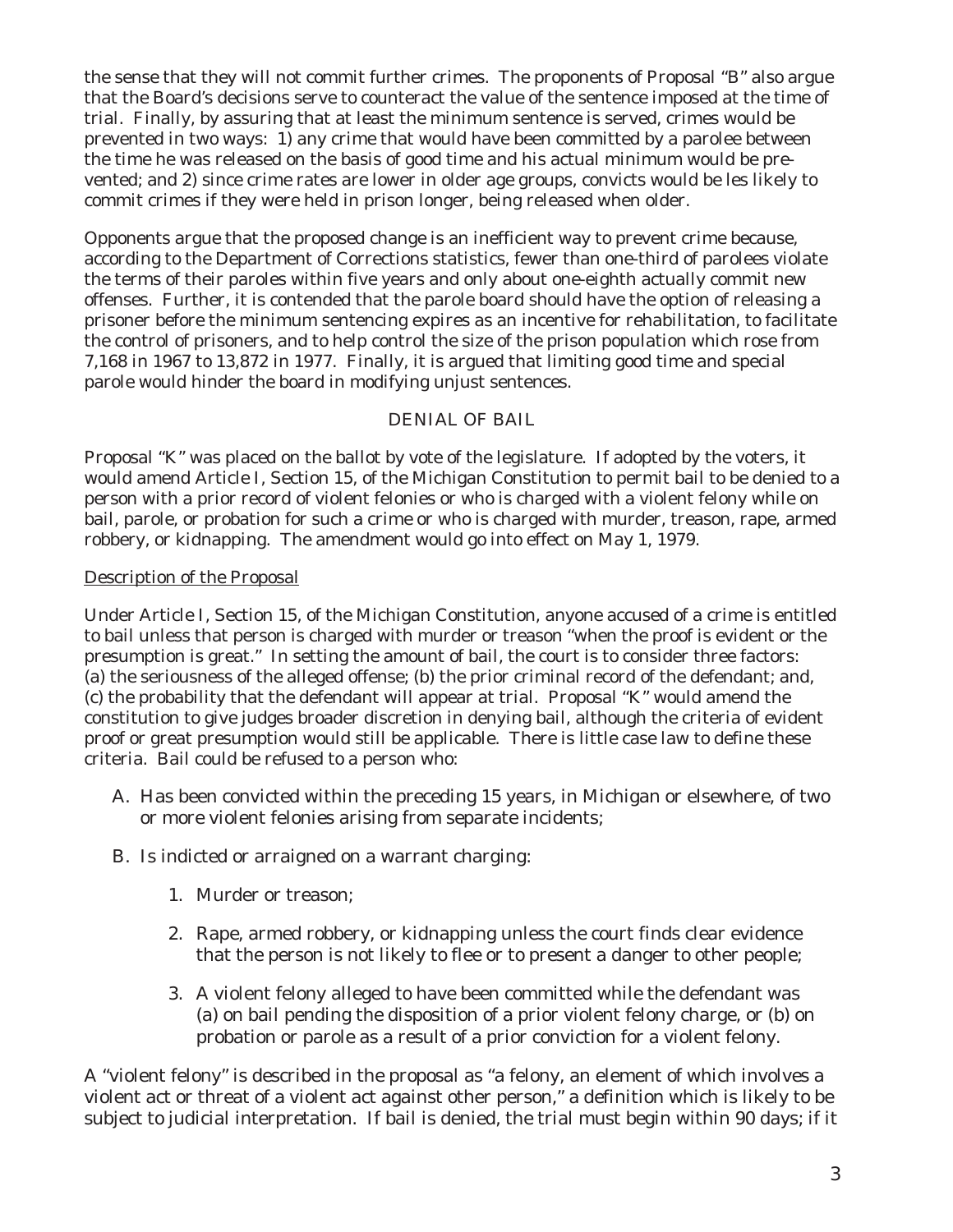the sense that they will not commit further crimes. The proponents of Proposal "B" also argue that the Board's decisions serve to counteract the value of the sentence imposed at the time of trial. Finally, by assuring that at least the minimum sentence is served, crimes would be prevented in two ways: 1) any crime that would have been committed by a parolee between the time he was released on the basis of good time and his actual minimum would be prevented; and 2) since crime rates are lower in older age groups, convicts would be les likely to commit crimes if they were held in prison longer, being released when older.

Opponents argue that the proposed change is an inefficient way to prevent crime because, according to the Department of Corrections statistics, fewer than one-third of parolees violate the terms of their paroles within five years and only about one-eighth actually commit new offenses. Further, it is contended that the parole board should have the option of releasing a prisoner before the minimum sentencing expires as an incentive for rehabilitation, to facilitate the control of prisoners, and to help control the size of the prison population which rose from 7,168 in 1967 to 13,872 in 1977. Finally, it is argued that limiting good time and special parole would hinder the board in modifying unjust sentences.

## DENIAL OF BAIL

Proposal "K" was placed on the ballot by vote of the legislature. If adopted by the voters, it would amend Article I, Section 15, of the Michigan Constitution to permit bail to be denied to a person with a prior record of violent felonies or who is charged with a violent felony while on bail, parole, or probation for such a crime or who is charged with murder, treason, rape, armed robbery, or kidnapping. The amendment would go into effect on May 1, 1979.

### Description of the Proposal

Under Article I, Section 15, of the Michigan Constitution, anyone accused of a crime is entitled to bail unless that person is charged with murder or treason "when the proof is evident or the presumption is great." In setting the amount of bail, the court is to consider three factors: (a) the seriousness of the alleged offense; (b) the prior criminal record of the defendant; and, (c) the probability that the defendant will appear at trial. Proposal "K" would amend the constitution to give judges broader discretion in denying bail, although the criteria of evident proof or great presumption would still be applicable. There is little case law to define these criteria. Bail could be refused to a person who:

A. Has been convicted within the preceding 15 years, in Michigan or elsewhere, of two or more violent felonies arising from separate incidents;

B. Is indicted or arraigned on a warrant charging:

   1. Murder or treason;

   2. Rape, armed robbery, or kidnapping unless the court finds clear evidence that the person is not likely to flee or to present a danger to other people;

   3. A violent felony alleged to have been committed while the defendant was (a) on bail pending the disposition of a prior violent felony charge, or (b) on probation or parole as a result of a prior conviction for a violent felony.

A "violent felony" is described in the proposal as "a felony, an element of which involves a violent act or threat of a violent act against other person," a definition which is likely to be subject to judicial interpretation. If bail is denied, the trial must begin within 90 days; if it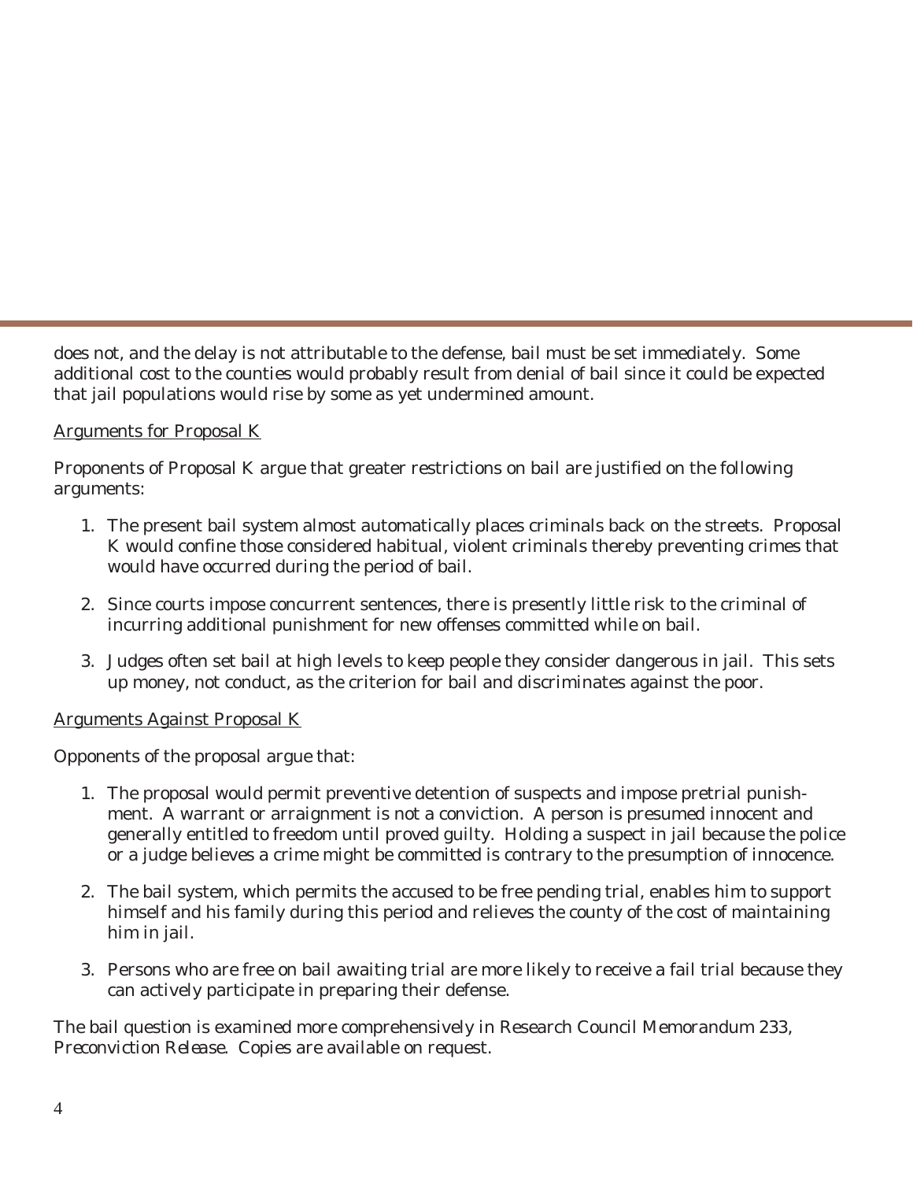does not, and the delay is not attributable to the defense, bail must be set immediately. Some additional cost to the counties would probably result from denial of bail since it could be expected that jail populations would rise by some as yet undermined amount.

Arguments for Proposal K

Proponents of Proposal K argue that greater restrictions on bail are justified on the following arguments:

1. The present bail system almost automatically places criminals back on the streets. Proposal K would confine those considered habitual, violent criminals thereby preventing crimes that would have occurred during the period of bail.

2. Since courts impose concurrent sentences, there is presently little risk to the criminal of incurring additional punishment for new offenses committed while on bail.

3. Judges often set bail at high levels to keep people they consider dangerous in jail. This sets up money, not conduct, as the criterion for bail and discriminates against the poor.

Arguments Against Proposal K

Opponents of the proposal argue that:

1. The proposal would permit preventive detention of suspects and impose pretrial punishment. A warrant or arraignment is not a conviction. A person is presumed innocent and generally entitled to freedom until proved guilty. Holding a suspect in jail because the police or a judge believes a crime might be committed is contrary to the presumption of innocence.

2. The bail system, which permits the accused to be free pending trial, enables him to support himself and his family during this period and relieves the county of the cost of maintaining him in jail.

3. Persons who are free on bail awaiting trial are more likely to receive a fail trial because they can actively participate in preparing their defense.

The bail question is examined more comprehensively in Research Council Memorandum 233, *Preconviction Release*. Copies are available on request.